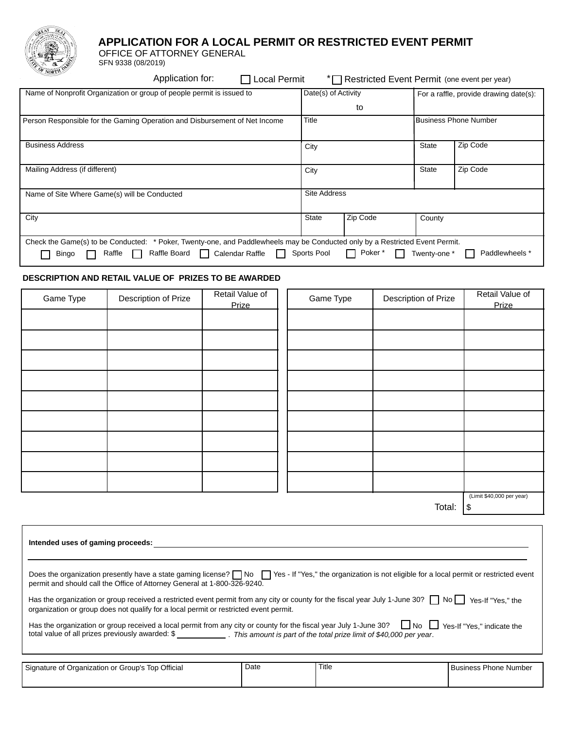# APPLICATION FOR A LOCAL PERMIT OR RESTRICTED EVENT PERMIT

OFFICE OF ATTORNEY GENERAL
SFN 9338 (08/2019)

Application for: ☐ Local Permit *☐ Restricted Event Permit (one event per year)

| Name of Nonprofit Organization or group of people permit is issued to | Date(s) of Activity<br>to | | For a raffle, provide drawing date(s): | |
|---|---|---|---|---|
| Person Responsible for the Gaming Operation and Disbursement of Net Income | Title | | Business Phone Number | |
| Business Address | City | | State | Zip Code |
| Mailing Address (if different) | City | | State | Zip Code |
| Name of Site Where Game(s) will be Conducted | Site Address | | | |
| City | State | Zip Code | County | |

Check the Game(s) to be Conducted: * Poker, Twenty-one, and Paddlewheels may be Conducted only by a Restricted Event Permit.

☐ Bingo ☐ Raffle ☐ Raffle Board ☐ Calendar Raffle ☐ Sports Pool ☐ Poker * ☐ Twenty-one * ☐ Paddlewheels *

## DESCRIPTION AND RETAIL VALUE OF PRIZES TO BE AWARDED

| Game Type | Description of Prize | Retail Value of Prize | Game Type | Description of Prize | Retail Value of Prize |
|---|---|---|---|---|---|
| | | | | | |
| | | | | | |
| | | | | | |
| | | | | | |
| | | | | | |
| | | | | | |
| | | | | | |
| | | | | | |
| | | | | | |
| | | | | Total: | (Limit $40,000 per year)<br>$ |

**Intended uses of gaming proceeds:** ____________________

Does the organization presently have a state gaming license? ☐ No ☐ Yes - If "Yes," the organization is not eligible for a local permit or restricted event permit and should call the Office of Attorney General at 1-800-326-9240.

Has the organization or group received a restricted event permit from any city or county for the fiscal year July 1-June 30? ☐ No ☐ Yes-If "Yes," the organization or group does not qualify for a local permit or restricted event permit.

Has the organization or group received a local permit from any city or county for the fiscal year July 1-June 30? ☐ No ☐ Yes-If "Yes," indicate the total value of all prizes previously awarded: $ __________ . *This amount is part of the total prize limit of $40,000 per year*.

| Signature of Organization or Group's Top Official | Date | Title | Business Phone Number |
|---|---|---|---|
| | | | |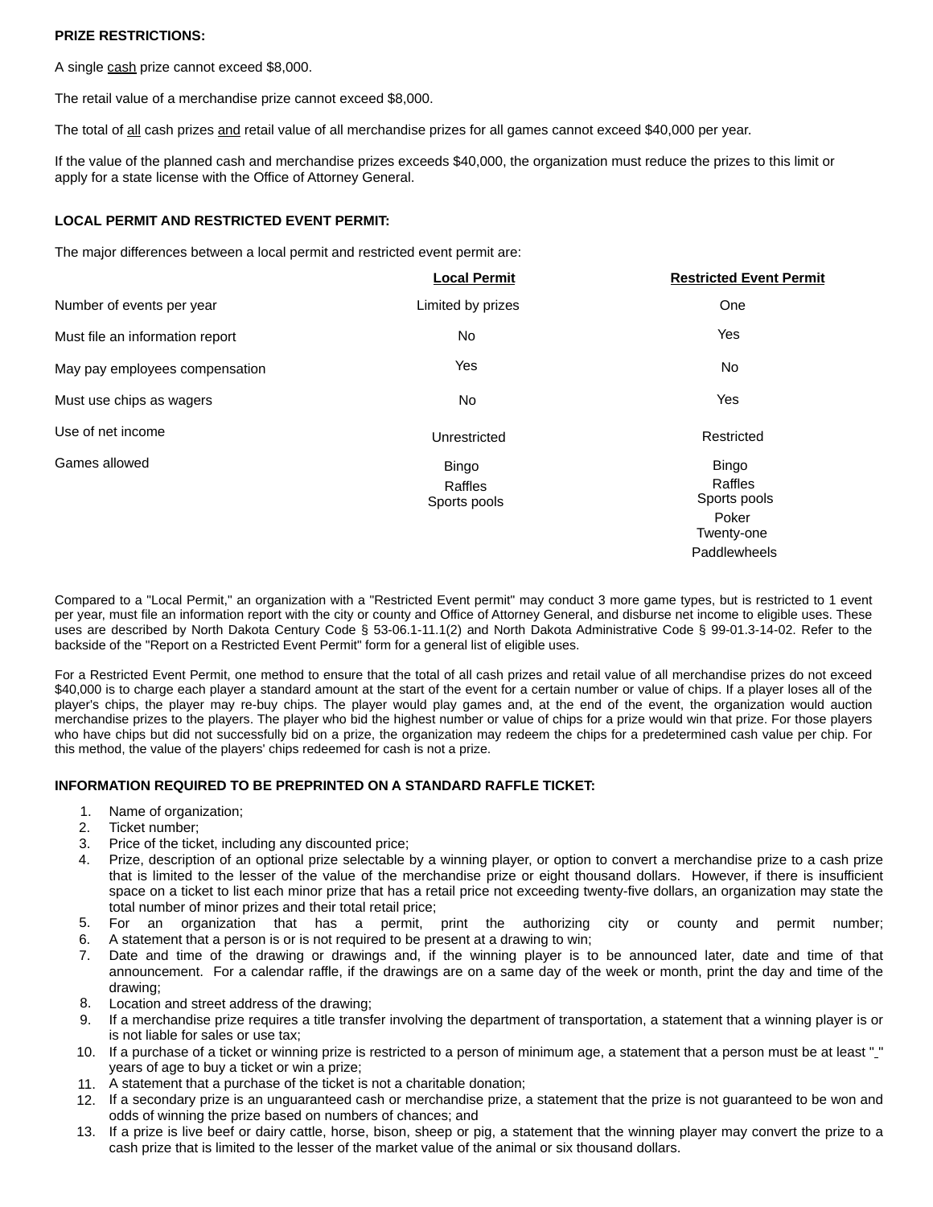**PRIZE RESTRICTIONS:**

A single cash prize cannot exceed $8,000.

The retail value of a merchandise prize cannot exceed $8,000.

The total of all cash prizes and retail value of all merchandise prizes for all games cannot exceed $40,000 per year.

If the value of the planned cash and merchandise prizes exceeds $40,000, the organization must reduce the prizes to this limit or apply for a state license with the Office of Attorney General.

**LOCAL PERMIT AND RESTRICTED EVENT PERMIT:**

The major differences between a local permit and restricted event permit are:

| | Local Permit | Restricted Event Permit |
|---|---|---|
| Number of events per year | Limited by prizes | One |
| Must file an information report | No | Yes |
| May pay employees compensation | Yes | No |
| Must use chips as wagers | No | Yes |
| Use of net income | Unrestricted | Restricted |
| Games allowed | Bingo<br>Raffles<br>Sports pools | Bingo<br>Raffles<br>Sports pools<br>Poker<br>Twenty-one<br>Paddlewheels |

Compared to a "Local Permit," an organization with a "Restricted Event permit" may conduct 3 more game types, but is restricted to 1 event per year, must file an information report with the city or county and Office of Attorney General, and disburse net income to eligible uses. These uses are described by North Dakota Century Code § 53-06.1-11.1(2) and North Dakota Administrative Code § 99-01.3-14-02. Refer to the backside of the "Report on a Restricted Event Permit" form for a general list of eligible uses.

For a Restricted Event Permit, one method to ensure that the total of all cash prizes and retail value of all merchandise prizes do not exceed $40,000 is to charge each player a standard amount at the start of the event for a certain number or value of chips. If a player loses all of the player's chips, the player may re-buy chips. The player would play games and, at the end of the event, the organization would auction merchandise prizes to the players. The player who bid the highest number or value of chips for a prize would win that prize. For those players who have chips but did not successfully bid on a prize, the organization may redeem the chips for a predetermined cash value per chip. For this method, the value of the players' chips redeemed for cash is not a prize.

**INFORMATION REQUIRED TO BE PREPRINTED ON A STANDARD RAFFLE TICKET:**

1. Name of organization;
2. Ticket number;
3. Price of the ticket, including any discounted price;
4. Prize, description of an optional prize selectable by a winning player, or option to convert a merchandise prize to a cash prize that is limited to the lesser of the value of the merchandise prize or eight thousand dollars. However, if there is insufficient space on a ticket to list each minor prize that has a retail price not exceeding twenty-five dollars, an organization may state the total number of minor prizes and their total retail price;
5. For an organization that has a permit, print the authorizing city or county and permit number;
6. A statement that a person is or is not required to be present at a drawing to win;
7. Date and time of the drawing or drawings and, if the winning player is to be announced later, date and time of that announcement. For a calendar raffle, if the drawings are on a same day of the week or month, print the day and time of the drawing;
8. Location and street address of the drawing;
9. If a merchandise prize requires a title transfer involving the department of transportation, a statement that a winning player is or is not liable for sales or use tax;
10. If a purchase of a ticket or winning prize is restricted to a person of minimum age, a statement that a person must be at least "_" years of age to buy a ticket or win a prize;
11. A statement that a purchase of the ticket is not a charitable donation;
12. If a secondary prize is an unguaranteed cash or merchandise prize, a statement that the prize is not guaranteed to be won and odds of winning the prize based on numbers of chances; and
13. If a prize is live beef or dairy cattle, horse, bison, sheep or pig, a statement that the winning player may convert the prize to a cash prize that is limited to the lesser of the market value of the animal or six thousand dollars.